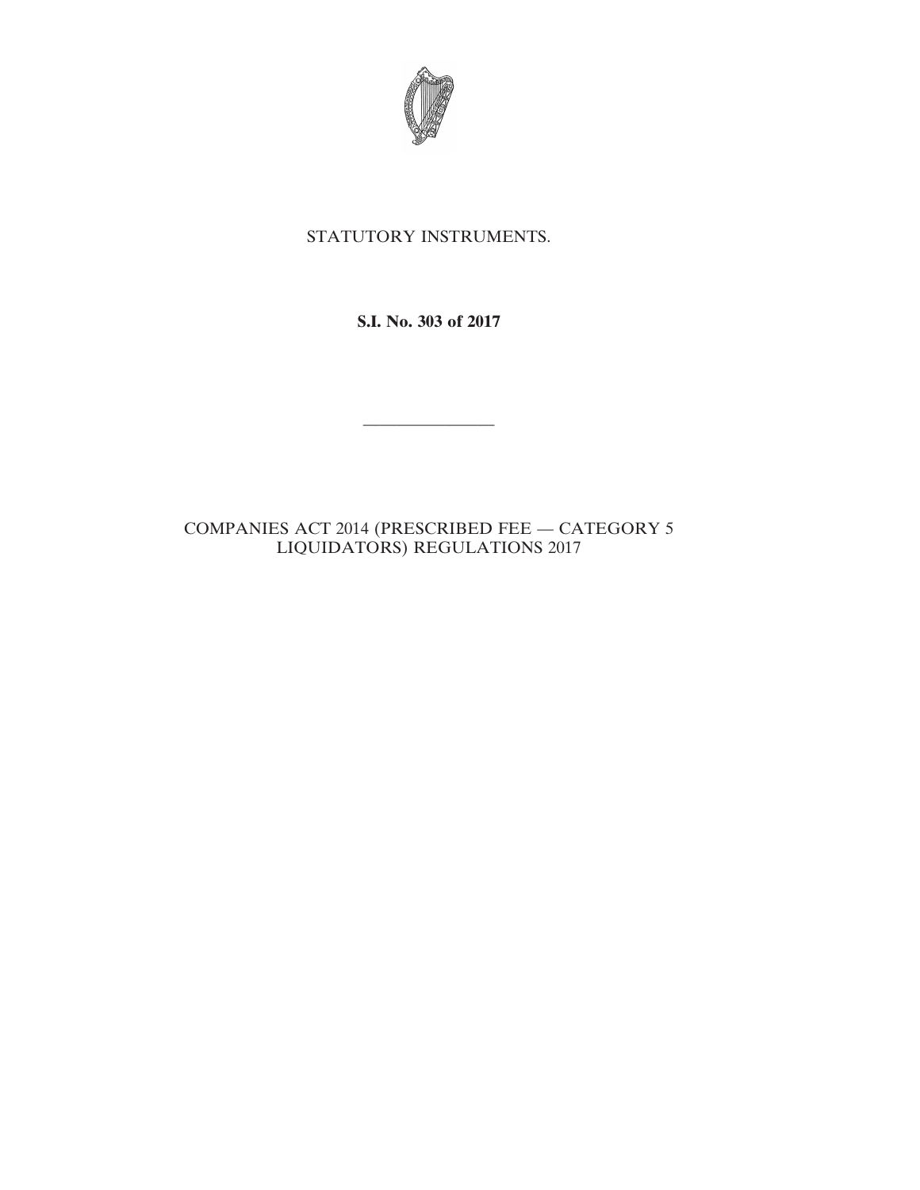STATUTORY INSTRUMENTS.

**S.I. No. 303 of 2017**

---

COMPANIES ACT 2014 (PRESCRIBED FEE — CATEGORY 5 LIQUIDATORS) REGULATIONS 2017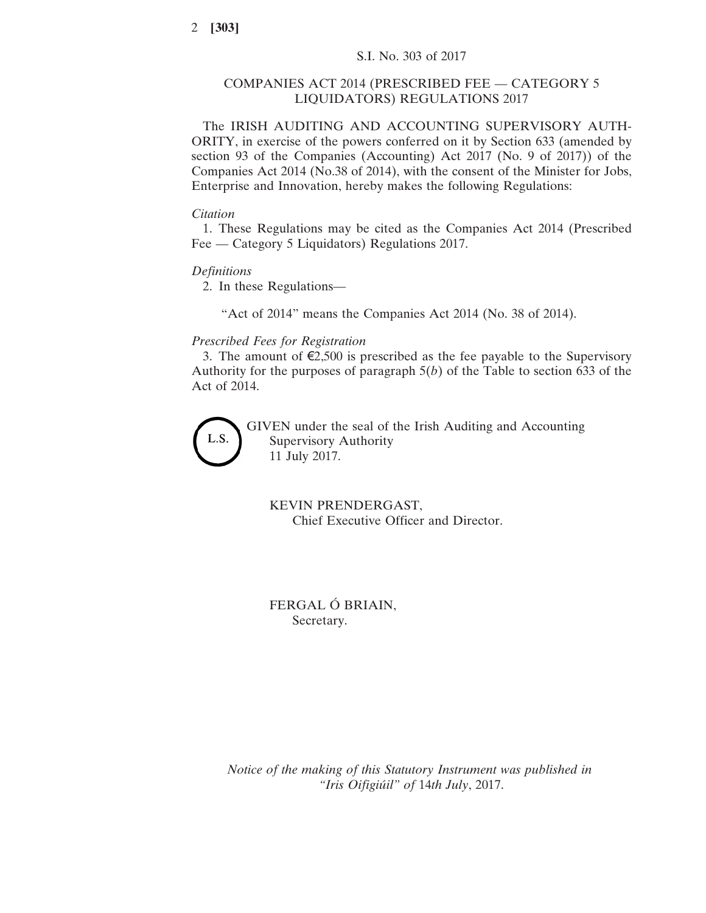S.I. No. 303 of 2017

## COMPANIES ACT 2014 (PRESCRIBED FEE — CATEGORY 5 LIQUIDATORS) REGULATIONS 2017

The IRISH AUDITING AND ACCOUNTING SUPERVISORY AUTHORITY, in exercise of the powers conferred on it by Section 633 (amended by section 93 of the Companies (Accounting) Act 2017 (No. 9 of 2017)) of the Companies Act 2014 (No.38 of 2014), with the consent of the Minister for Jobs, Enterprise and Innovation, hereby makes the following Regulations:

*Citation*

1. These Regulations may be cited as the Companies Act 2014 (Prescribed Fee — Category 5 Liquidators) Regulations 2017.

*Definitions*

2. In these Regulations—

"Act of 2014" means the Companies Act 2014 (No. 38 of 2014).

*Prescribed Fees for Registration*

3. The amount of €2,500 is prescribed as the fee payable to the Supervisory Authority for the purposes of paragraph 5(*b*) of the Table to section 633 of the Act of 2014.

L.S.

GIVEN under the seal of the Irish Auditing and Accounting Supervisory Authority
11 July 2017.

KEVIN PRENDERGAST,
Chief Executive Officer and Director.

FERGAL Ó BRIAIN,
Secretary.

*Notice of the making of this Statutory Instrument was published in "Iris Oifigiúil" of* 14*th July*, 2017.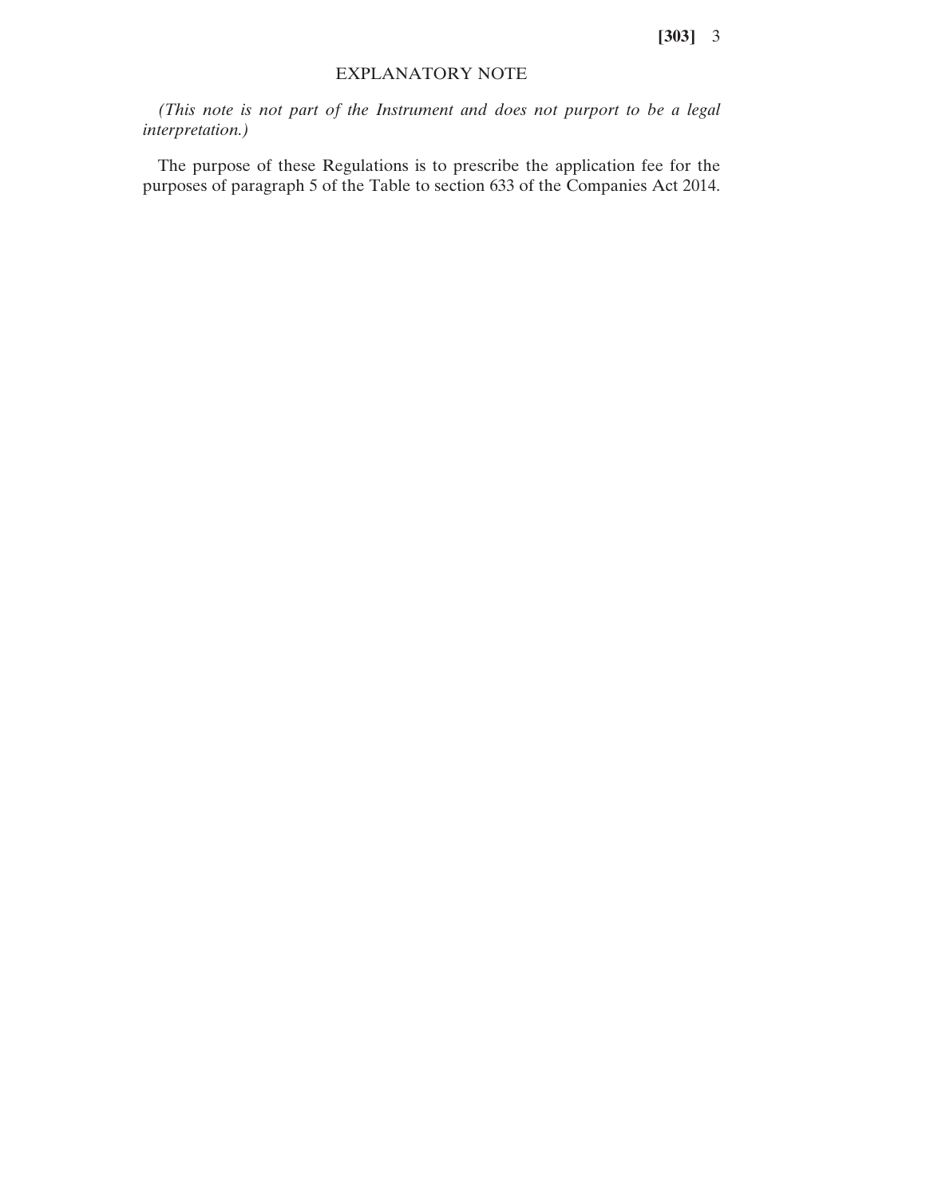## EXPLANATORY NOTE

*(This note is not part of the Instrument and does not purport to be a legal interpretation.)*

The purpose of these Regulations is to prescribe the application fee for the purposes of paragraph 5 of the Table to section 633 of the Companies Act 2014.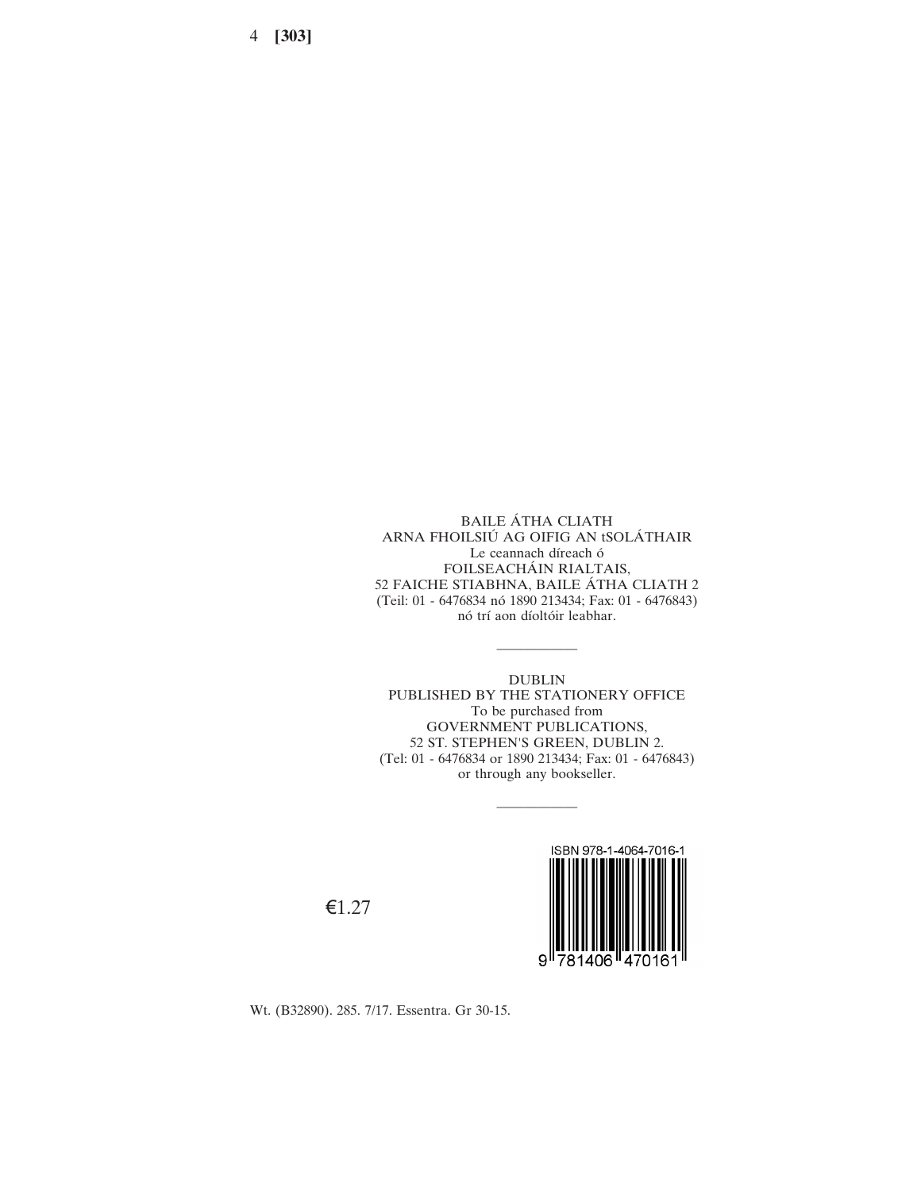**[303]**

BAILE ÁTHA CLIATH
ARNA FHOILSIÚ AG OIFIG AN tSOLÁTHAIR
Le ceannach díreach ó
FOILSEACHÁIN RIALTAIS,
52 FAICHE STIABHNA, BAILE ÁTHA CLIATH 2
(Teil: 01 - 6476834 nó 1890 213434; Fax: 01 - 6476843)
nó trí aon díoltóir leabhar.

---

DUBLIN
PUBLISHED BY THE STATIONERY OFFICE
To be purchased from
GOVERNMENT PUBLICATIONS,
52 ST. STEPHEN'S GREEN, DUBLIN 2.
(Tel: 01 - 6476834 or 1890 213434; Fax: 01 - 6476843)
or through any bookseller.

---

ISBN 978-1-4064-7016-1

9 781406 470161

€1.27

Wt. (B32890). 285. 7/17. Essentra. Gr 30-15.